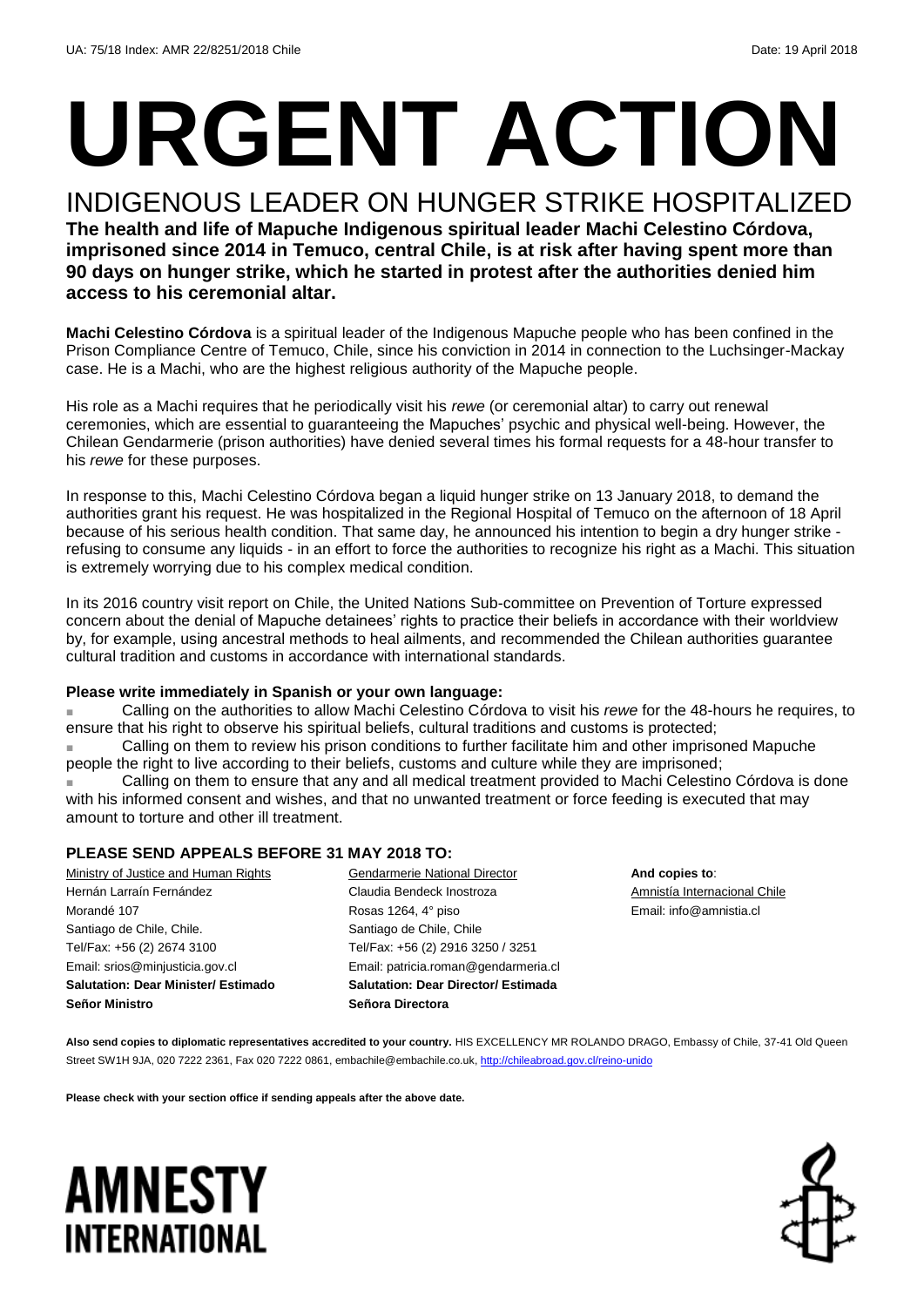UA: 75/18 Index: AMR 22/8251/2018 Chile Date: 19 April 2018

# URGENT ACTION

## INDIGENOUS LEADER ON HUNGER STRIKE HOSPITALIZED

**The health and life of Mapuche Indigenous spiritual leader Machi Celestino Córdova, imprisoned since 2014 in Temuco, central Chile, is at risk after having spent more than 90 days on hunger strike, which he started in protest after the authorities denied him access to his ceremonial altar.**

**Machi Celestino Córdova** is a spiritual leader of the Indigenous Mapuche people who has been confined in the Prison Compliance Centre of Temuco, Chile, since his conviction in 2014 in connection to the Luchsinger-Mackay case. He is a Machi, who are the highest religious authority of the Mapuche people.

His role as a Machi requires that he periodically visit his *rewe* (or ceremonial altar) to carry out renewal ceremonies, which are essential to guaranteeing the Mapuches' psychic and physical well-being. However, the Chilean Gendarmerie (prison authorities) have denied several times his formal requests for a 48-hour transfer to his *rewe* for these purposes.

In response to this, Machi Celestino Córdova began a liquid hunger strike on 13 January 2018, to demand the authorities grant his request. He was hospitalized in the Regional Hospital of Temuco on the afternoon of 18 April because of his serious health condition. That same day, he announced his intention to begin a dry hunger strike - refusing to consume any liquids - in an effort to force the authorities to recognize his right as a Machi. This situation is extremely worrying due to his complex medical condition.

In its 2016 country visit report on Chile, the United Nations Sub-committee on Prevention of Torture expressed concern about the denial of Mapuche detainees' rights to practice their beliefs in accordance with their worldview by, for example, using ancestral methods to heal ailments, and recommended the Chilean authorities guarantee cultural tradition and customs in accordance with international standards.

**Please write immediately in Spanish or your own language:**

- Calling on the authorities to allow Machi Celestino Córdova to visit his *rewe* for the 48-hours he requires, to ensure that his right to observe his spiritual beliefs, cultural traditions and customs is protected;
- Calling on them to review his prison conditions to further facilitate him and other imprisoned Mapuche people the right to live according to their beliefs, customs and culture while they are imprisoned;
- Calling on them to ensure that any and all medical treatment provided to Machi Celestino Córdova is done with his informed consent and wishes, and that no unwanted treatment or force feeding is executed that may amount to torture and other ill treatment.

### PLEASE SEND APPEALS BEFORE 31 MAY 2018 TO:

Ministry of Justice and Human Rights
Hernán Larraín Fernández
Morandé 107
Santiago de Chile, Chile.
Tel/Fax: +56 (2) 2674 3100
Email: srios@minjusticia.gov.cl
**Salutation: Dear Minister/ Estimado Señor Ministro**

Gendarmerie National Director
Claudia Bendeck Inostroza
Rosas 1264, 4° piso
Santiago de Chile, Chile
Tel/Fax: +56 (2) 2916 3250 / 3251
Email: patricia.roman@gendarmeria.cl
**Salutation: Dear Director/ Estimada Señora Directora**

**And copies to**:
Amnistía Internacional Chile
Email: info@amnistia.cl

**Also send copies to diplomatic representatives accredited to your country.** HIS EXCELLENCY MR ROLANDO DRAGO, Embassy of Chile, 37-41 Old Queen Street SW1H 9JA, 020 7222 2361, Fax 020 7222 0861, embachile@embachile.co.uk, http://chileabroad.gov.cl/reino-unido

**Please check with your section office if sending appeals after the above date.**

AMNESTY INTERNATIONAL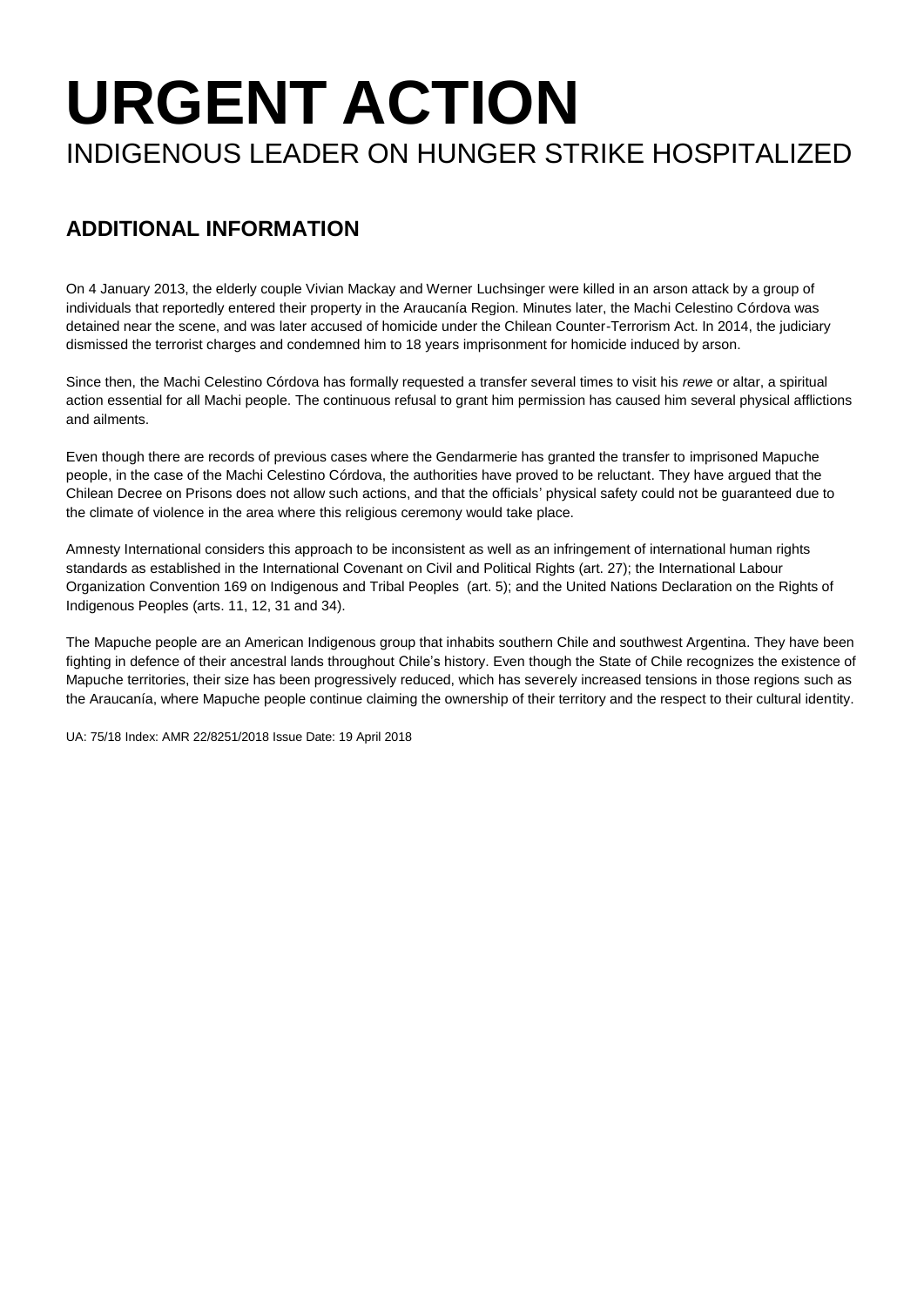# URGENT ACTION

## INDIGENOUS LEADER ON HUNGER STRIKE HOSPITALIZED

### ADDITIONAL INFORMATION

On 4 January 2013, the elderly couple Vivian Mackay and Werner Luchsinger were killed in an arson attack by a group of individuals that reportedly entered their property in the Araucanía Region. Minutes later, the Machi Celestino Córdova was detained near the scene, and was later accused of homicide under the Chilean Counter-Terrorism Act. In 2014, the judiciary dismissed the terrorist charges and condemned him to 18 years imprisonment for homicide induced by arson.

Since then, the Machi Celestino Córdova has formally requested a transfer several times to visit his *rewe* or altar, a spiritual action essential for all Machi people. The continuous refusal to grant him permission has caused him several physical afflictions and ailments.

Even though there are records of previous cases where the Gendarmerie has granted the transfer to imprisoned Mapuche people, in the case of the Machi Celestino Córdova, the authorities have proved to be reluctant. They have argued that the Chilean Decree on Prisons does not allow such actions, and that the officials' physical safety could not be guaranteed due to the climate of violence in the area where this religious ceremony would take place.

Amnesty International considers this approach to be inconsistent as well as an infringement of international human rights standards as established in the International Covenant on Civil and Political Rights (art. 27); the International Labour Organization Convention 169 on Indigenous and Tribal Peoples (art. 5); and the United Nations Declaration on the Rights of Indigenous Peoples (arts. 11, 12, 31 and 34).

The Mapuche people are an American Indigenous group that inhabits southern Chile and southwest Argentina. They have been fighting in defence of their ancestral lands throughout Chile's history. Even though the State of Chile recognizes the existence of Mapuche territories, their size has been progressively reduced, which has severely increased tensions in those regions such as the Araucanía, where Mapuche people continue claiming the ownership of their territory and the respect to their cultural identity.

UA: 75/18 Index: AMR 22/8251/2018 Issue Date: 19 April 2018